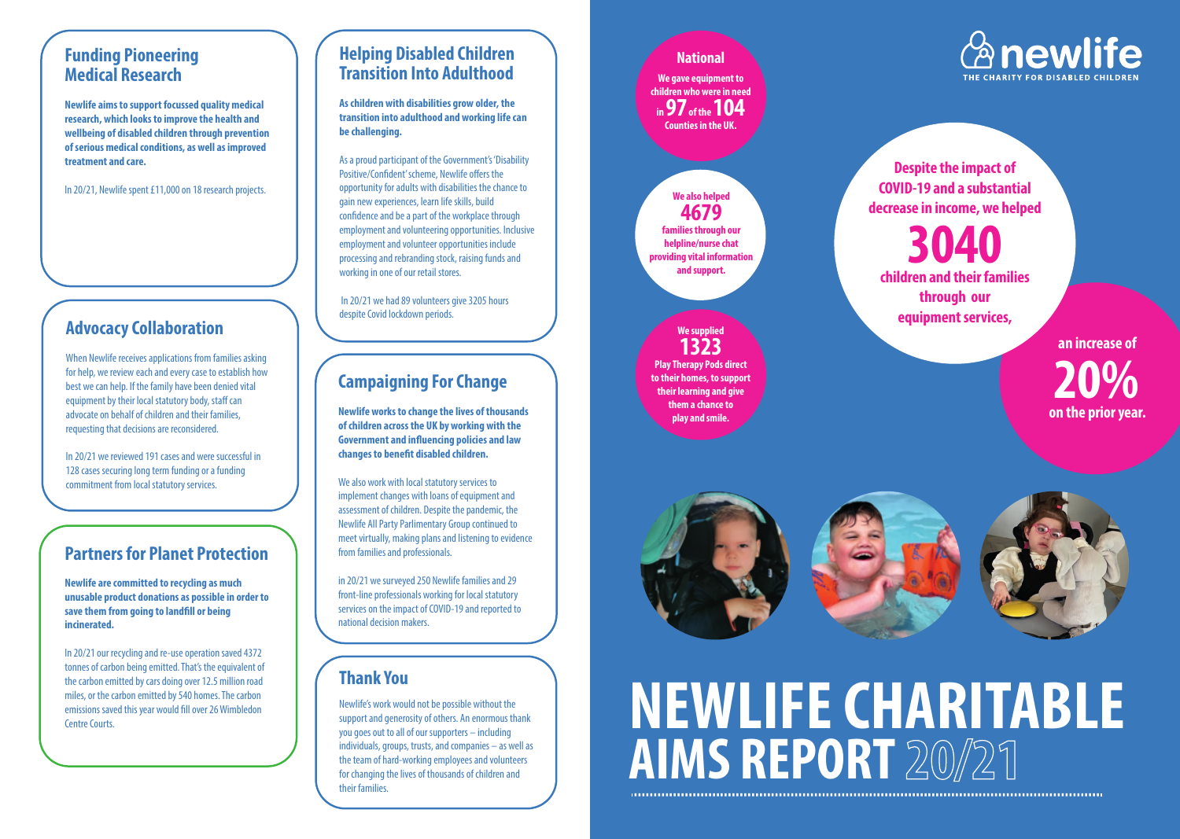## Funding Pioneering Medical Research

**Newlife aims to support focussed quality medical research, which looks to improve the health and wellbeing of disabled children through prevention of serious medical conditions, as well as improved treatment and care.**

In 20/21, Newlife spent £11,000 on 18 research projects.

## Advocacy Collaboration

When Newlife receives applications from families asking for help, we review each and every case to establish how best we can help. If the family have been denied vital equipment by their local statutory body, staff can advocate on behalf of children and their families, requesting that decisions are reconsidered.

In 20/21 we reviewed 191 cases and were successful in 128 cases securing long term funding or a funding commitment from local statutory services.

## Partners for Planet Protection

**Newlife are committed to recycling as much unusable product donations as possible in order to save them from going to landfill or being incinerated.**

In 20/21 our recycling and re-use operation saved 4372 tonnes of carbon being emitted. That's the equivalent of the carbon emitted by cars doing over 12.5 million road miles, or the carbon emitted by 540 homes. The carbon emissions saved this year would fill over 26 Wimbledon Centre Courts.

## Helping Disabled Children Transition Into Adulthood

**As children with disabilities grow older, the transition into adulthood and working life can be challenging.**

As a proud participant of the Government's 'Disability Positive/Confident' scheme, Newlife offers the opportunity for adults with disabilities the chance to gain new experiences, learn life skills, build confidence and be a part of the workplace through employment and volunteering opportunities. Inclusive employment and volunteer opportunities include processing and rebranding stock, raising funds and working in one of our retail stores.

In 20/21 we had 89 volunteers give 3205 hours despite Covid lockdown periods.

## Campaigning For Change

**Newlife works to change the lives of thousands of children across the UK by working with the Government and influencing policies and law changes to benefit disabled children.**

We also work with local statutory services to implement changes with loans of equipment and assessment of children. Despite the pandemic, the Newlife All Party Parlimentary Group continued to meet virtually, making plans and listening to evidence from families and professionals.

in 20/21 we surveyed 250 Newlife families and 29 front-line professionals working for local statutory services on the impact of COVID-19 and reported to national decision makers.

## Thank You

Newlife's work would not be possible without the support and generosity of others. An enormous thank you goes out to all of our supporters – including individuals, groups, trusts, and companies – as well as the team of hard-working employees and volunteers for changing the lives of thousands of children and their families.

**National**

**We gave equipment to children who were in need in 97 of the 104 Counties in the UK.**

**We also helped 4679 families through our helpline/nurse chat providing vital information and support.**

**We supplied 1323 Play Therapy Pods direct to their homes, to support their learning and give them a chance to play and smile.**

newlife
THE CHARITY FOR DISABLED CHILDREN

**Despite the impact of COVID-19 and a substantial decrease in income, we helped 3040 children and their families through our equipment services,**

**an increase of 20% on the prior year.**

# NEWLIFE CHARITABLE AIMS REPORT 20/21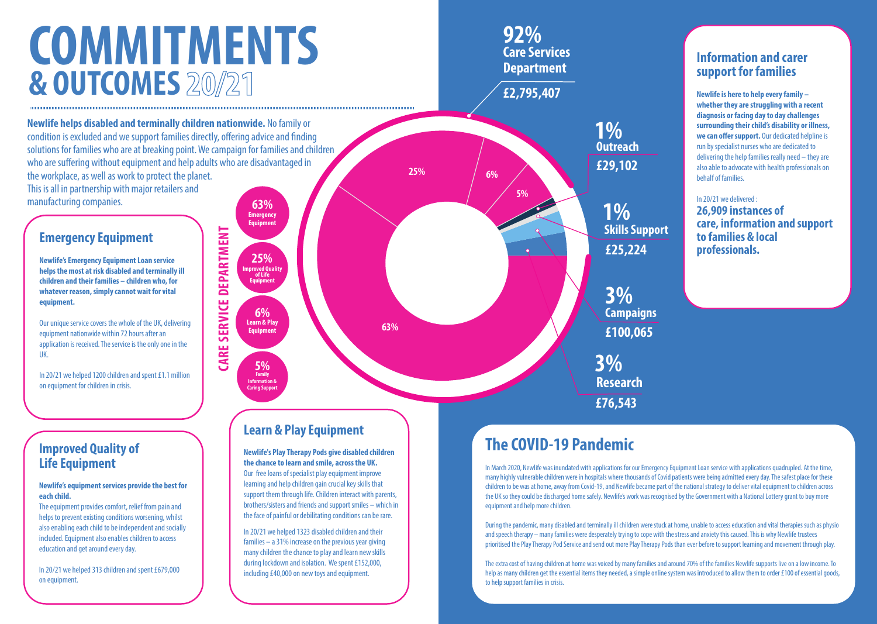# COMMITMENTS & OUTCOMES 20/21

**Newlife helps disabled and terminally children nationwide.** No family or condition is excluded and we support families directly, offering advice and finding solutions for families who are at breaking point. We campaign for families and children who are suffering without equipment and help adults who are disadvantaged in the workplace, as well as work to protect the planet.
This is all in partnership with major retailers and manufacturing companies.

92%
Care Services Department
£2,795,407

1%
Outreach
£29,102

1%
Skills Support
£25,224

3%
Campaigns
£100,065

3%
Research
£76,543

25%
6%
5%
63%

CARE SERVICE DEPARTMENT

63%
Emergency Equipment

25%
Improved Quality of Life Equipment

6%
Learn & Play Equipment

5%
Family Information & Caring Support

## Emergency Equipment

**Newlife's Emergency Equipment Loan service helps the most at risk disabled and terminally ill children and their families – children who, for whatever reason, simply cannot wait for vital equipment.**

Our unique service covers the whole of the UK, delivering equipment nationwide within 72 hours after an application is received. The service is the only one in the UK.

In 20/21 we helped 1200 children and spent £1.1 million on equipment for children in crisis.

## Improved Quality of Life Equipment

**Newlife's equipment services provide the best for each child.**
The equipment provides comfort, relief from pain and helps to prevent existing conditions worsening, whilst also enabling each child to be independent and socially included. Equipment also enables children to access education and get around every day.

In 20/21 we helped 313 children and spent £679,000 on equipment.

## Learn & Play Equipment

**Newlife's Play Therapy Pods give disabled children the chance to learn and smile, across the UK.**
Our free loans of specialist play equipment improve learning and help children gain crucial key skills that support them through life. Children interact with parents, brothers/sisters and friends and support smiles – which in the face of painful or debilitating conditions can be rare.

In 20/21 we helped 1323 disabled children and their families – a 31% increase on the previous year giving many children the chance to play and learn new skills during lockdown and isolation. We spent £152,000, including £40,000 on new toys and equipment.

## Information and carer support for families

**Newlife is here to help every family – whether they are struggling with a recent diagnosis or facing day to day challenges surrounding their child's disability or illness, we can offer support.** Our dedicated helpline is run by specialist nurses who are dedicated to delivering the help families really need – they are also able to advocate with health professionals on behalf of families.

In 20/21 we delivered :
**26,909 instances of care, information and support to families & local professionals.**

## The COVID-19 Pandemic

In March 2020, Newlife was inundated with applications for our Emergency Equipment Loan service with applications quadrupled. At the time, many highly vulnerable children were in hospitals where thousands of Covid patients were being admitted every day. The safest place for these children to be was at home, away from Covid-19, and Newlife became part of the national strategy to deliver vital equipment to children across the UK so they could be discharged home safely. Newlife's work was recognised by the Government with a National Lottery grant to buy more equipment and help more children.

During the pandemic, many disabled and terminally ill children were stuck at home, unable to access education and vital therapies such as physio and speech therapy – many families were desperately trying to cope with the stress and anxiety this caused. This is why Newlife trustees prioritised the Play Therapy Pod Service and send out more Play Therapy Pods than ever before to support learning and movement through play.

The extra cost of having children at home was voiced by many families and around 70% of the families Newlife supports live on a low income. To help as many children get the essential items they needed, a simple online system was introduced to allow them to order £100 of essential goods, to help support families in crisis.